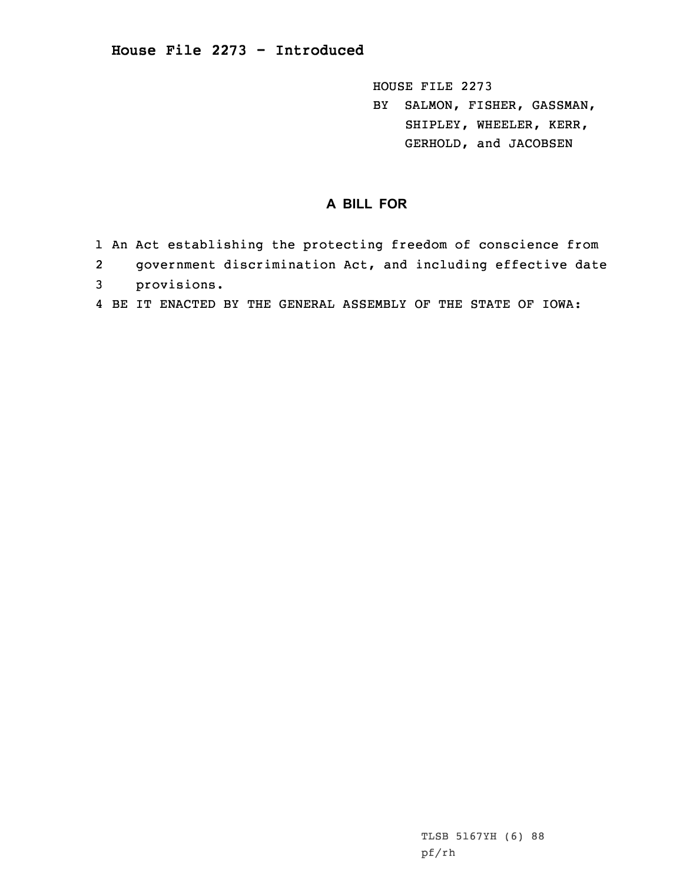**House File 2273 - Introduced**

HOUSE FILE 2273
BY SALMON, FISHER, GASSMAN, SHIPLEY, WHEELER, KERR, GERHOLD, and JACOBSEN

## A BILL FOR

1 An Act establishing the protecting freedom of conscience from
2 government discrimination Act, and including effective date
3 provisions.
4 BE IT ENACTED BY THE GENERAL ASSEMBLY OF THE STATE OF IOWA:

TLSB 5167YH (6) 88
pf/rh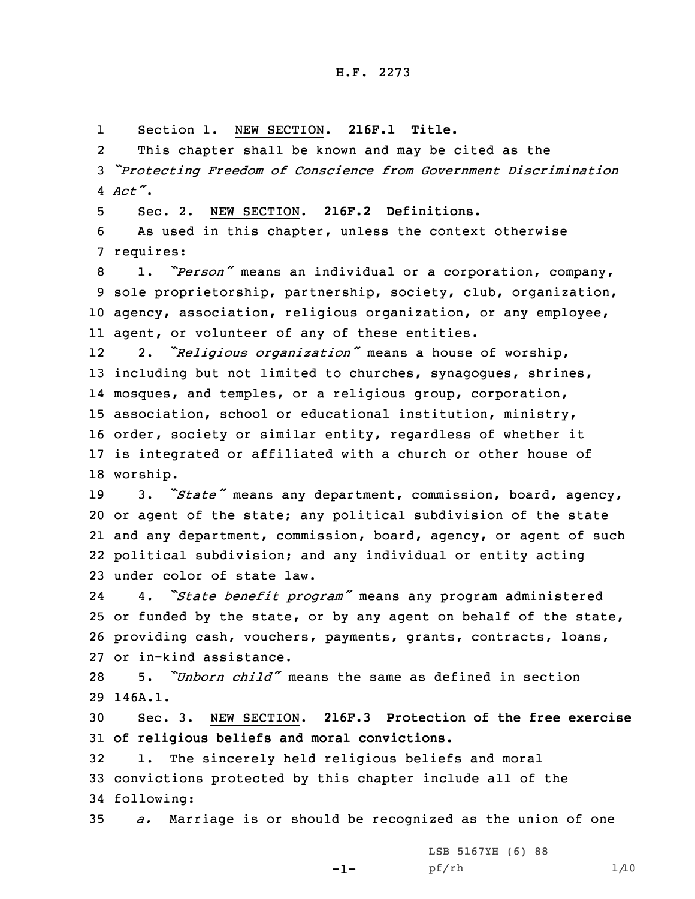Section 1. NEW SECTION. **216F.1 Title.**

This chapter shall be known and may be cited as the *"Protecting Freedom of Conscience from Government Discrimination Act"*.

Sec. 2. NEW SECTION. **216F.2 Definitions.**

As used in this chapter, unless the context otherwise requires:

1. *"Person"* means an individual or a corporation, company, sole proprietorship, partnership, society, club, organization, agency, association, religious organization, or any employee, agent, or volunteer of any of these entities.

2. *"Religious organization"* means a house of worship, including but not limited to churches, synagogues, shrines, mosques, and temples, or a religious group, corporation, association, school or educational institution, ministry, order, society or similar entity, regardless of whether it is integrated or affiliated with a church or other house of worship.

3. *"State"* means any department, commission, board, agency, or agent of the state; any political subdivision of the state and any department, commission, board, agency, or agent of such political subdivision; and any individual or entity acting under color of state law.

4. *"State benefit program"* means any program administered or funded by the state, or by any agent on behalf of the state, providing cash, vouchers, payments, grants, contracts, loans, or in-kind assistance.

5. *"Unborn child"* means the same as defined in section 146A.1.

Sec. 3. NEW SECTION. **216F.3 Protection of the free exercise of religious beliefs and moral convictions.**

1. The sincerely held religious beliefs and moral convictions protected by this chapter include all of the following:

*a.* Marriage is or should be recognized as the union of one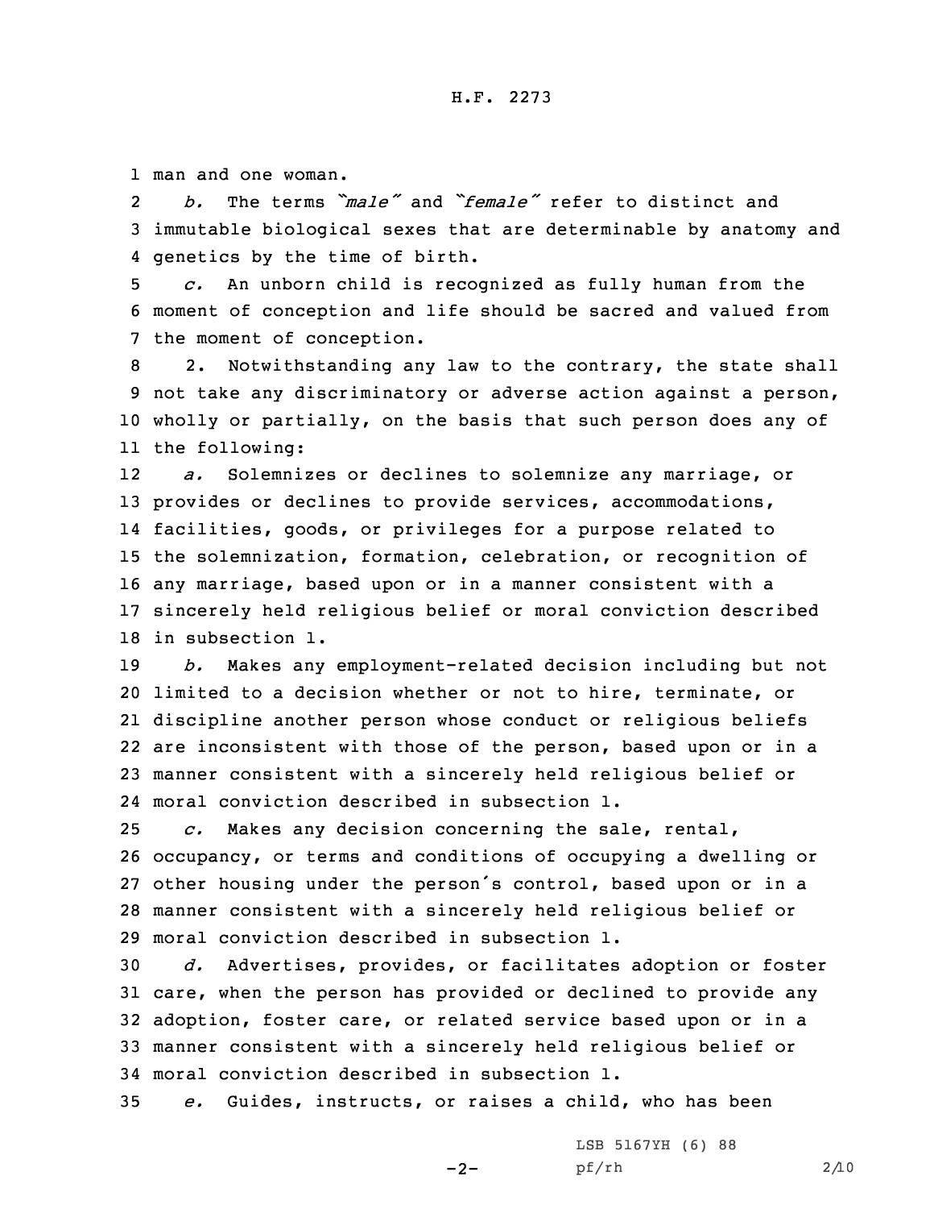man and one woman.

*b.* The terms *"male"* and *"female"* refer to distinct and immutable biological sexes that are determinable by anatomy and genetics by the time of birth.

*c.* An unborn child is recognized as fully human from the moment of conception and life should be sacred and valued from the moment of conception.

2. Notwithstanding any law to the contrary, the state shall not take any discriminatory or adverse action against a person, wholly or partially, on the basis that such person does any of the following:

*a.* Solemnizes or declines to solemnize any marriage, or provides or declines to provide services, accommodations, facilities, goods, or privileges for a purpose related to the solemnization, formation, celebration, or recognition of any marriage, based upon or in a manner consistent with a sincerely held religious belief or moral conviction described in subsection 1.

*b.* Makes any employment-related decision including but not limited to a decision whether or not to hire, terminate, or discipline another person whose conduct or religious beliefs are inconsistent with those of the person, based upon or in a manner consistent with a sincerely held religious belief or moral conviction described in subsection 1.

*c.* Makes any decision concerning the sale, rental, occupancy, or terms and conditions of occupying a dwelling or other housing under the person's control, based upon or in a manner consistent with a sincerely held religious belief or moral conviction described in subsection 1.

*d.* Advertises, provides, or facilitates adoption or foster care, when the person has provided or declined to provide any adoption, foster care, or related service based upon or in a manner consistent with a sincerely held religious belief or moral conviction described in subsection 1.

*e.* Guides, instructs, or raises a child, who has been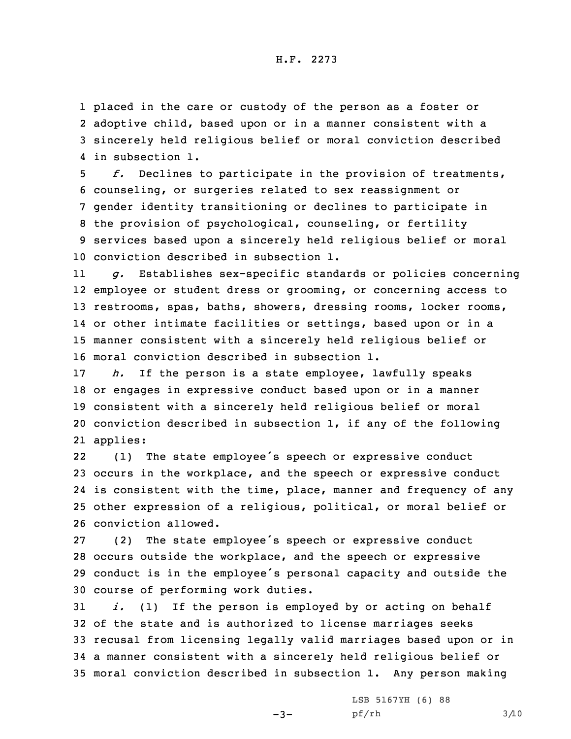placed in the care or custody of the person as a foster or adoptive child, based upon or in a manner consistent with a sincerely held religious belief or moral conviction described in subsection 1.

*f.* Declines to participate in the provision of treatments, counseling, or surgeries related to sex reassignment or gender identity transitioning or declines to participate in the provision of psychological, counseling, or fertility services based upon a sincerely held religious belief or moral conviction described in subsection 1.

*g.* Establishes sex-specific standards or policies concerning employee or student dress or grooming, or concerning access to restrooms, spas, baths, showers, dressing rooms, locker rooms, or other intimate facilities or settings, based upon or in a manner consistent with a sincerely held religious belief or moral conviction described in subsection 1.

*h.* If the person is a state employee, lawfully speaks or engages in expressive conduct based upon or in a manner consistent with a sincerely held religious belief or moral conviction described in subsection 1, if any of the following applies:

(1) The state employee's speech or expressive conduct occurs in the workplace, and the speech or expressive conduct is consistent with the time, place, manner and frequency of any other expression of a religious, political, or moral belief or conviction allowed.

(2) The state employee's speech or expressive conduct occurs outside the workplace, and the speech or expressive conduct is in the employee's personal capacity and outside the course of performing work duties.

*i.* (1) If the person is employed by or acting on behalf of the state and is authorized to license marriages seeks recusal from licensing legally valid marriages based upon or in a manner consistent with a sincerely held religious belief or moral conviction described in subsection 1. Any person making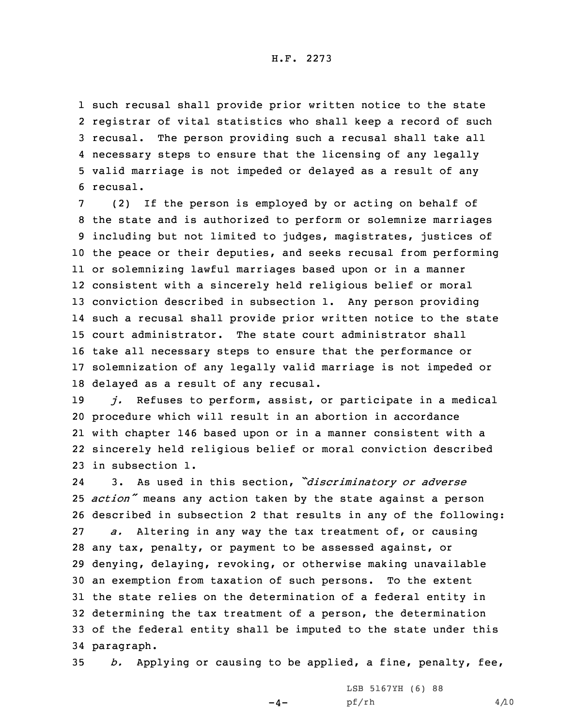such recusal shall provide prior written notice to the state registrar of vital statistics who shall keep a record of such recusal. The person providing such a recusal shall take all necessary steps to ensure that the licensing of any legally valid marriage is not impeded or delayed as a result of any recusal.

(2) If the person is employed by or acting on behalf of the state and is authorized to perform or solemnize marriages including but not limited to judges, magistrates, justices of the peace or their deputies, and seeks recusal from performing or solemnizing lawful marriages based upon or in a manner consistent with a sincerely held religious belief or moral conviction described in subsection 1. Any person providing such a recusal shall provide prior written notice to the state court administrator. The state court administrator shall take all necessary steps to ensure that the performance or solemnization of any legally valid marriage is not impeded or delayed as a result of any recusal.

*j.* Refuses to perform, assist, or participate in a medical procedure which will result in an abortion in accordance with chapter 146 based upon or in a manner consistent with a sincerely held religious belief or moral conviction described in subsection 1.

3. As used in this section, *"discriminatory or adverse action"* means any action taken by the state against a person described in subsection 2 that results in any of the following:

*a.* Altering in any way the tax treatment of, or causing any tax, penalty, or payment to be assessed against, or denying, delaying, revoking, or otherwise making unavailable an exemption from taxation of such persons. To the extent the state relies on the determination of a federal entity in determining the tax treatment of a person, the determination of the federal entity shall be imputed to the state under this paragraph.

*b.* Applying or causing to be applied, a fine, penalty, fee,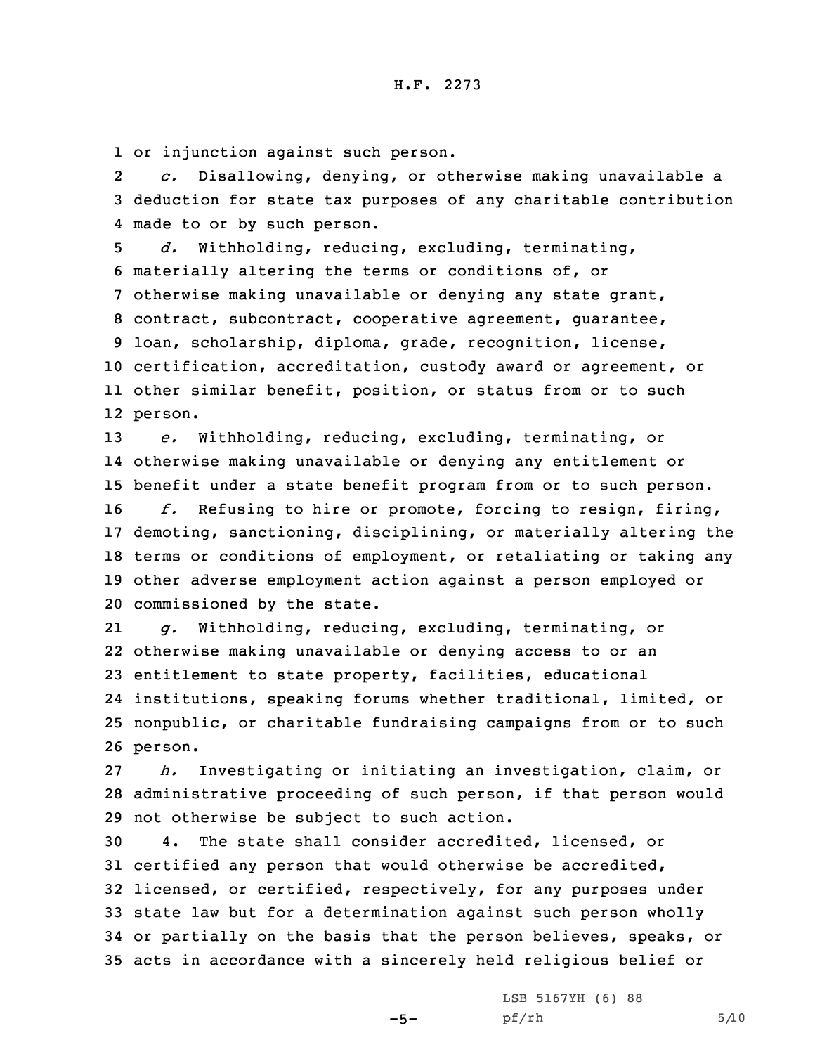or injunction against such person.

*c.* Disallowing, denying, or otherwise making unavailable a deduction for state tax purposes of any charitable contribution made to or by such person.

*d.* Withholding, reducing, excluding, terminating, materially altering the terms or conditions of, or otherwise making unavailable or denying any state grant, contract, subcontract, cooperative agreement, guarantee, loan, scholarship, diploma, grade, recognition, license, certification, accreditation, custody award or agreement, or other similar benefit, position, or status from or to such person.

*e.* Withholding, reducing, excluding, terminating, or otherwise making unavailable or denying any entitlement or benefit under a state benefit program from or to such person.

*f.* Refusing to hire or promote, forcing to resign, firing, demoting, sanctioning, disciplining, or materially altering the terms or conditions of employment, or retaliating or taking any other adverse employment action against a person employed or commissioned by the state.

*g.* Withholding, reducing, excluding, terminating, or otherwise making unavailable or denying access to or an entitlement to state property, facilities, educational institutions, speaking forums whether traditional, limited, or nonpublic, or charitable fundraising campaigns from or to such person.

*h.* Investigating or initiating an investigation, claim, or administrative proceeding of such person, if that person would not otherwise be subject to such action.

4. The state shall consider accredited, licensed, or certified any person that would otherwise be accredited, licensed, or certified, respectively, for any purposes under state law but for a determination against such person wholly or partially on the basis that the person believes, speaks, or acts in accordance with a sincerely held religious belief or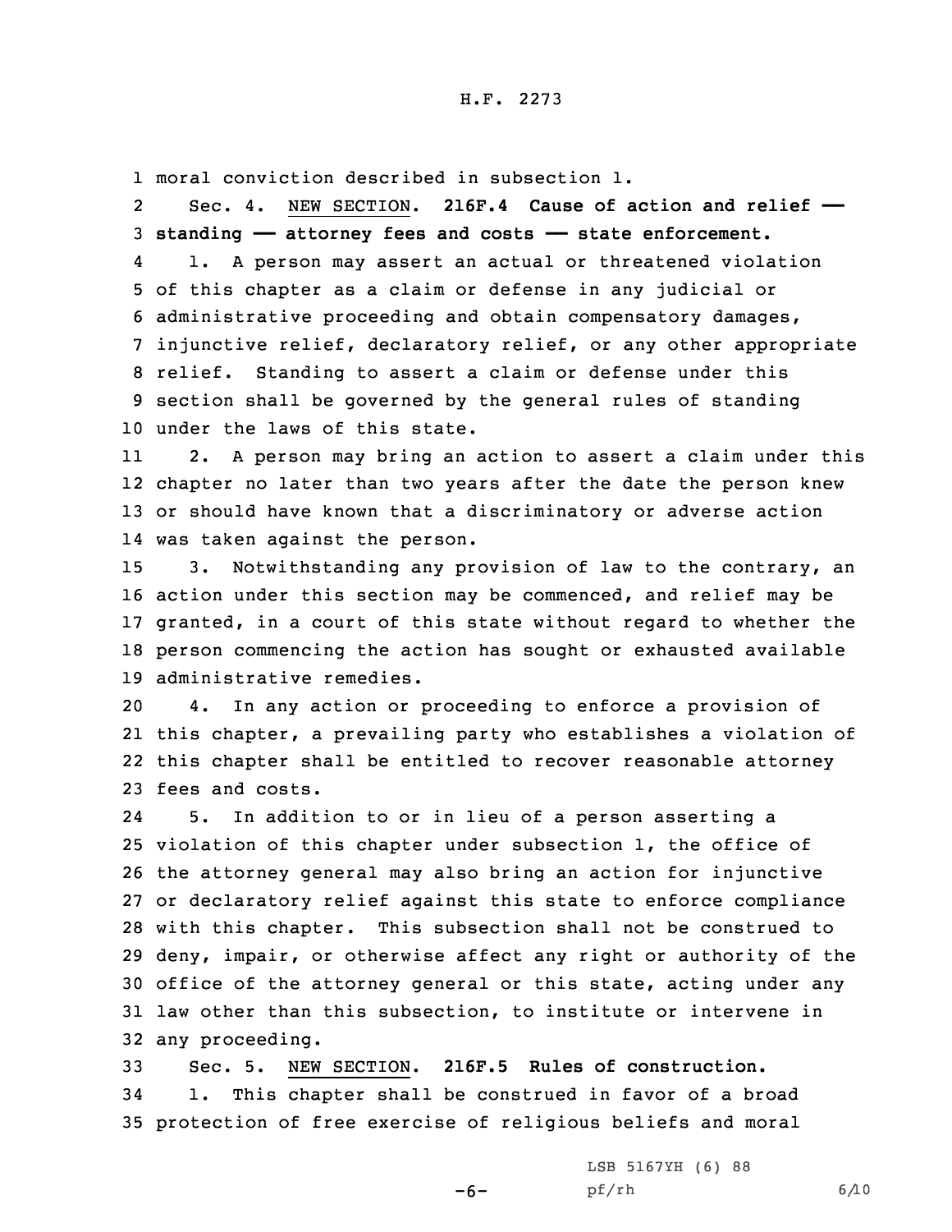moral conviction described in subsection 1.

Sec. 4. NEW SECTION. **216F.4 Cause of action and relief — standing — attorney fees and costs — state enforcement.**

1. A person may assert an actual or threatened violation of this chapter as a claim or defense in any judicial or administrative proceeding and obtain compensatory damages, injunctive relief, declaratory relief, or any other appropriate relief. Standing to assert a claim or defense under this section shall be governed by the general rules of standing under the laws of this state.

2. A person may bring an action to assert a claim under this chapter no later than two years after the date the person knew or should have known that a discriminatory or adverse action was taken against the person.

3. Notwithstanding any provision of law to the contrary, an action under this section may be commenced, and relief may be granted, in a court of this state without regard to whether the person commencing the action has sought or exhausted available administrative remedies.

4. In any action or proceeding to enforce a provision of this chapter, a prevailing party who establishes a violation of this chapter shall be entitled to recover reasonable attorney fees and costs.

5. In addition to or in lieu of a person asserting a violation of this chapter under subsection 1, the office of the attorney general may also bring an action for injunctive or declaratory relief against this state to enforce compliance with this chapter. This subsection shall not be construed to deny, impair, or otherwise affect any right or authority of the office of the attorney general or this state, acting under any law other than this subsection, to institute or intervene in any proceeding.

Sec. 5. NEW SECTION. **216F.5 Rules of construction.**

1. This chapter shall be construed in favor of a broad protection of free exercise of religious beliefs and moral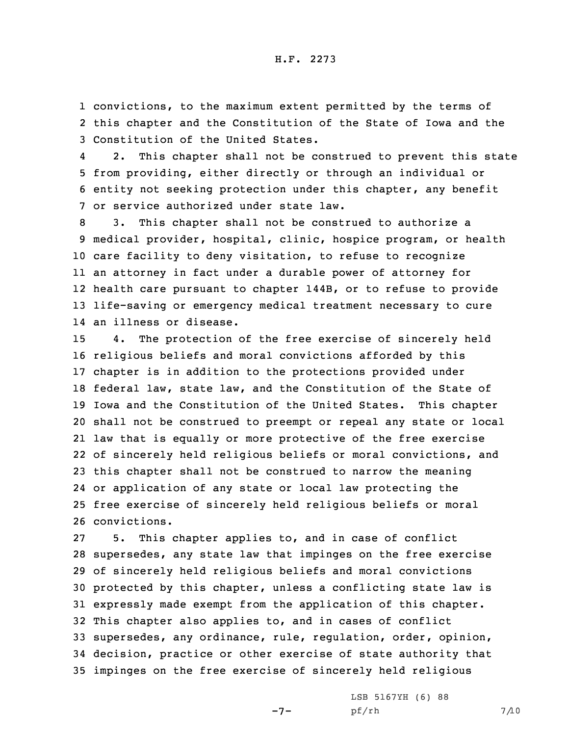convictions, to the maximum extent permitted by the terms of this chapter and the Constitution of the State of Iowa and the Constitution of the United States.

2. This chapter shall not be construed to prevent this state from providing, either directly or through an individual or entity not seeking protection under this chapter, any benefit or service authorized under state law.

3. This chapter shall not be construed to authorize a medical provider, hospital, clinic, hospice program, or health care facility to deny visitation, to refuse to recognize an attorney in fact under a durable power of attorney for health care pursuant to chapter 144B, or to refuse to provide life-saving or emergency medical treatment necessary to cure an illness or disease.

4. The protection of the free exercise of sincerely held religious beliefs and moral convictions afforded by this chapter is in addition to the protections provided under federal law, state law, and the Constitution of the State of Iowa and the Constitution of the United States. This chapter shall not be construed to preempt or repeal any state or local law that is equally or more protective of the free exercise of sincerely held religious beliefs or moral convictions, and this chapter shall not be construed to narrow the meaning or application of any state or local law protecting the free exercise of sincerely held religious beliefs or moral convictions.

5. This chapter applies to, and in case of conflict supersedes, any state law that impinges on the free exercise of sincerely held religious beliefs and moral convictions protected by this chapter, unless a conflicting state law is expressly made exempt from the application of this chapter. This chapter also applies to, and in cases of conflict supersedes, any ordinance, rule, regulation, order, opinion, decision, practice or other exercise of state authority that impinges on the free exercise of sincerely held religious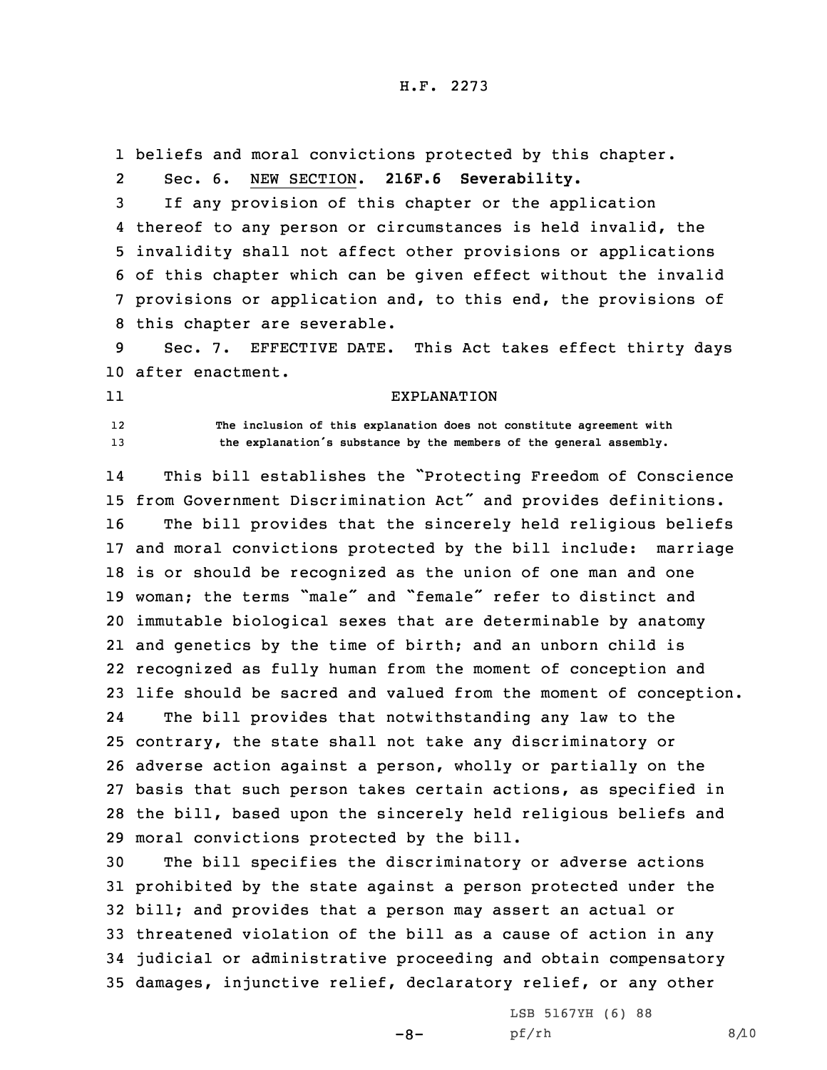beliefs and moral convictions protected by this chapter.

Sec. 6. NEW SECTION. **216F.6 Severability.**

If any provision of this chapter or the application thereof to any person or circumstances is held invalid, the invalidity shall not affect other provisions or applications of this chapter which can be given effect without the invalid provisions or application and, to this end, the provisions of this chapter are severable.

Sec. 7. EFFECTIVE DATE. This Act takes effect thirty days after enactment.

EXPLANATION

The inclusion of this explanation does not constitute agreement with the explanation's substance by the members of the general assembly.

This bill establishes the "Protecting Freedom of Conscience from Government Discrimination Act" and provides definitions.

The bill provides that the sincerely held religious beliefs and moral convictions protected by the bill include: marriage is or should be recognized as the union of one man and one woman; the terms "male" and "female" refer to distinct and immutable biological sexes that are determinable by anatomy and genetics by the time of birth; and an unborn child is recognized as fully human from the moment of conception and life should be sacred and valued from the moment of conception.

The bill provides that notwithstanding any law to the contrary, the state shall not take any discriminatory or adverse action against a person, wholly or partially on the basis that such person takes certain actions, as specified in the bill, based upon the sincerely held religious beliefs and moral convictions protected by the bill.

The bill specifies the discriminatory or adverse actions prohibited by the state against a person protected under the bill; and provides that a person may assert an actual or threatened violation of the bill as a cause of action in any judicial or administrative proceeding and obtain compensatory damages, injunctive relief, declaratory relief, or any other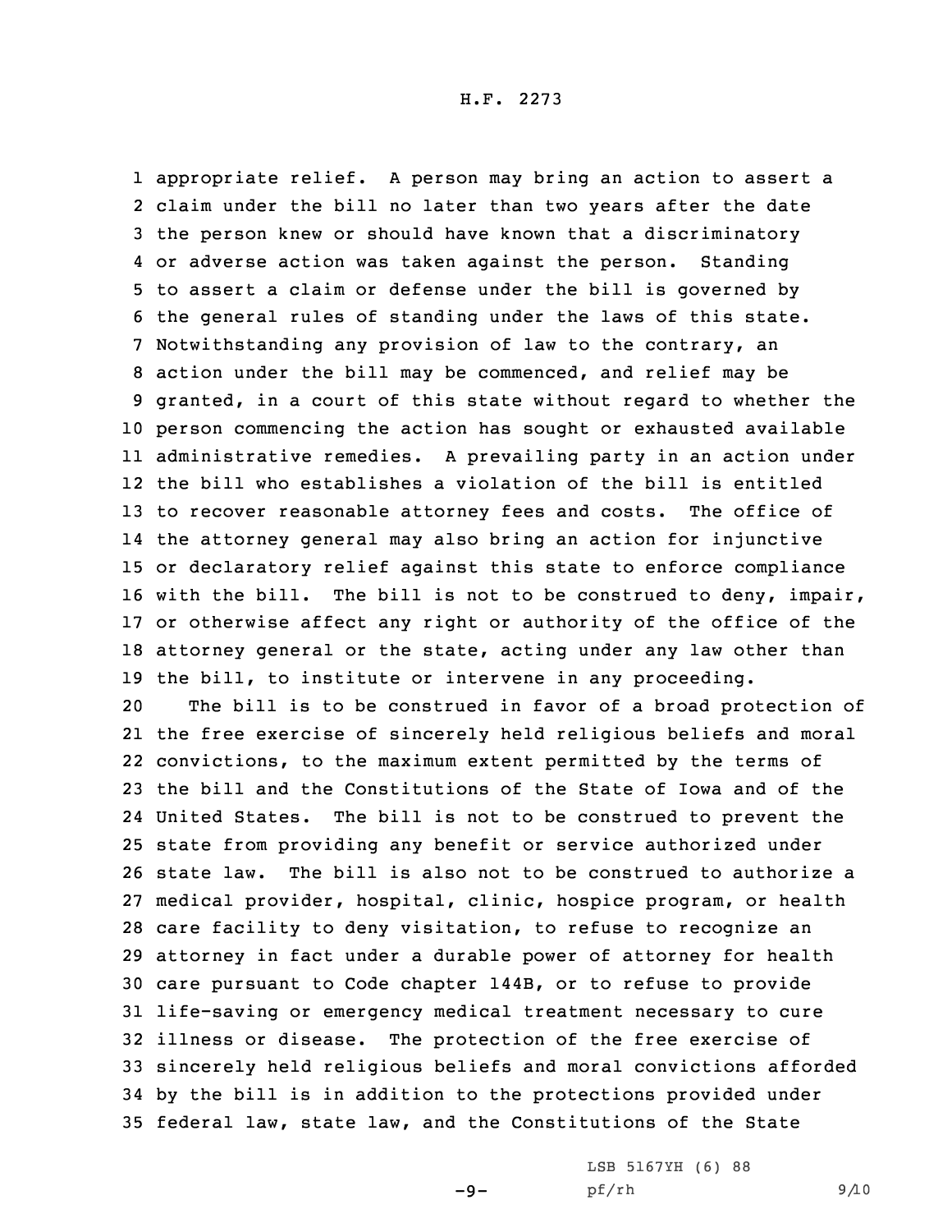appropriate relief. A person may bring an action to assert a claim under the bill no later than two years after the date the person knew or should have known that a discriminatory or adverse action was taken against the person. Standing to assert a claim or defense under the bill is governed by the general rules of standing under the laws of this state. Notwithstanding any provision of law to the contrary, an action under the bill may be commenced, and relief may be granted, in a court of this state without regard to whether the person commencing the action has sought or exhausted available administrative remedies. A prevailing party in an action under the bill who establishes a violation of the bill is entitled to recover reasonable attorney fees and costs. The office of the attorney general may also bring an action for injunctive or declaratory relief against this state to enforce compliance with the bill. The bill is not to be construed to deny, impair, or otherwise affect any right or authority of the office of the attorney general or the state, acting under any law other than the bill, to institute or intervene in any proceeding.

The bill is to be construed in favor of a broad protection of the free exercise of sincerely held religious beliefs and moral convictions, to the maximum extent permitted by the terms of the bill and the Constitutions of the State of Iowa and of the United States. The bill is not to be construed to prevent the state from providing any benefit or service authorized under state law. The bill is also not to be construed to authorize a medical provider, hospital, clinic, hospice program, or health care facility to deny visitation, to refuse to recognize an attorney in fact under a durable power of attorney for health care pursuant to Code chapter 144B, or to refuse to provide life-saving or emergency medical treatment necessary to cure illness or disease. The protection of the free exercise of sincerely held religious beliefs and moral convictions afforded by the bill is in addition to the protections provided under federal law, state law, and the Constitutions of the State

LSB 5167YH (6) 88
pf/rh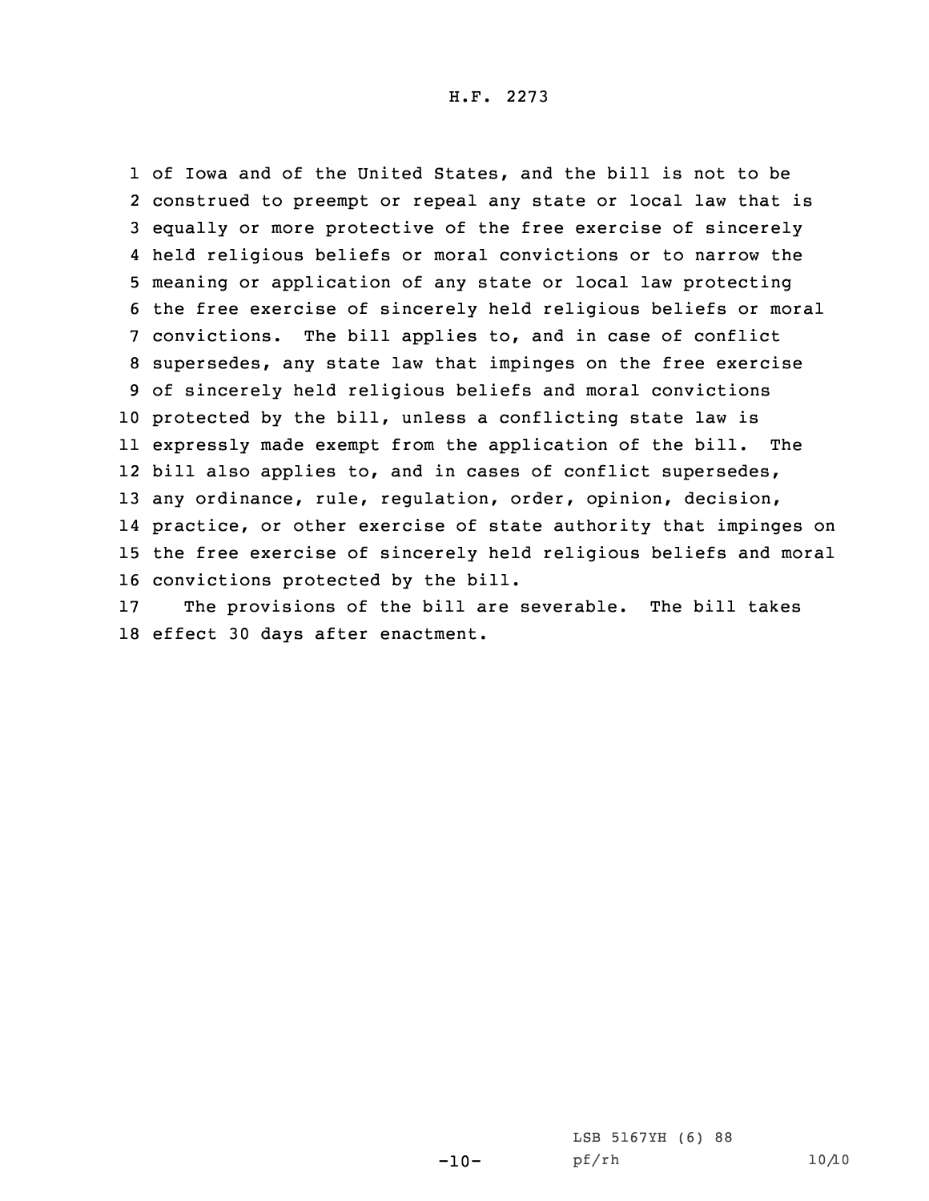of Iowa and of the United States, and the bill is not to be construed to preempt or repeal any state or local law that is equally or more protective of the free exercise of sincerely held religious beliefs or moral convictions or to narrow the meaning or application of any state or local law protecting the free exercise of sincerely held religious beliefs or moral convictions. The bill applies to, and in case of conflict supersedes, any state law that impinges on the free exercise of sincerely held religious beliefs and moral convictions protected by the bill, unless a conflicting state law is expressly made exempt from the application of the bill. The bill also applies to, and in cases of conflict supersedes, any ordinance, rule, regulation, order, opinion, decision, practice, or other exercise of state authority that impinges on the free exercise of sincerely held religious beliefs and moral convictions protected by the bill.

The provisions of the bill are severable. The bill takes effect 30 days after enactment.

LSB 5167YH (6) 88
pf/rh